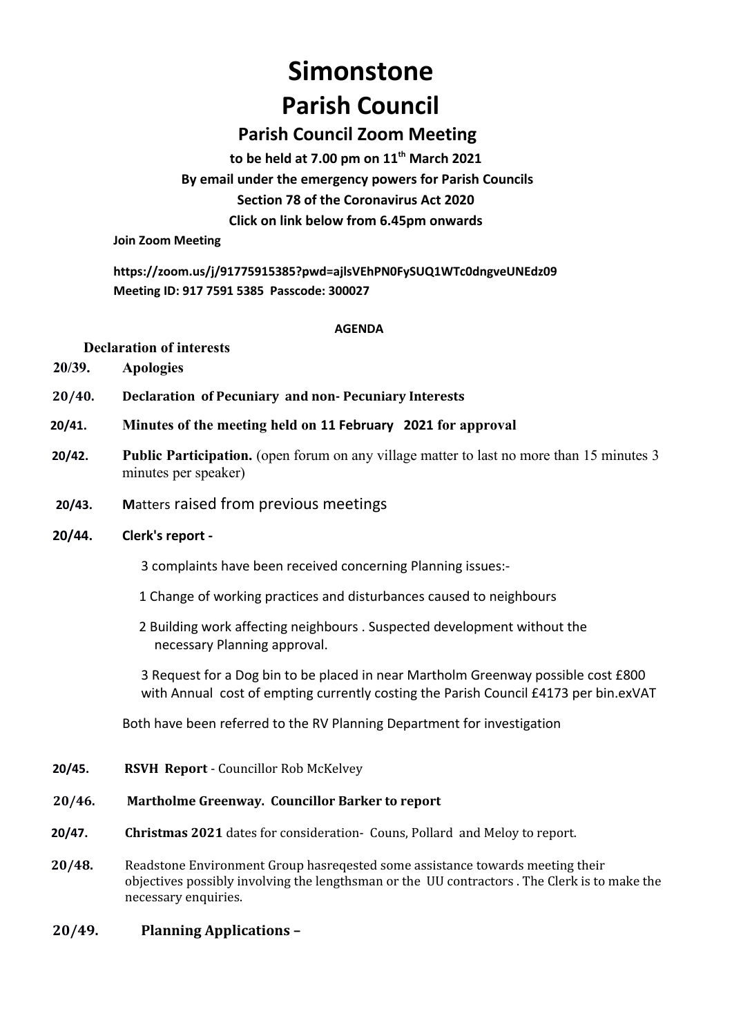# Simonstone

# Parish Council

## Parish Council Zoom Meeting

**to be held at 7.00 pm on 11th March 2021**

**By email under the emergency powers for Parish Councils**

**Section 78 of the Coronavirus Act 2020**

**Click on link below from 6.45pm onwards**

**Join Zoom Meeting**

**https://zoom.us/j/91775915385?pwd=ajlsVEhPN0FySUQ1WTc0dngveUNEdz09**
**Meeting ID: 917 7591 5385 Passcode: 300027**

**AGENDA**

**Declaration of interests**

**20/39.** **Apologies**

**20/40.** **Declaration of Pecuniary and non- Pecuniary Interests**

**20/41.** **Minutes of the meeting held on 11 February 2021 for approval**

**20/42.** **Public Participation.** (open forum on any village matter to last no more than 15 minutes 3 minutes per speaker)

**20/43.** **M**atters raised from previous meetings

**20/44.** **Clerk's report -**

3 complaints have been received concerning Planning issues:-

1 Change of working practices and disturbances caused to neighbours

2 Building work affecting neighbours . Suspected development without the necessary Planning approval.

3 Request for a Dog bin to be placed in near Martholm Greenway possible cost £800 with Annual cost of empting currently costing the Parish Council £4173 per bin.exVAT

Both have been referred to the RV Planning Department for investigation

**20/45.** **RSVH Report** - Councillor Rob McKelvey

**20/46.** **Martholme Greenway. Councillor Barker to report**

**20/47.** **Christmas 2021** dates for consideration- Couns, Pollard and Meloy to report.

**20/48.** Readstone Environment Group hasreqested some assistance towards meeting their objectives possibly involving the lengthsman or the UU contractors . The Clerk is to make the necessary enquiries.

**20/49.** **Planning Applications –**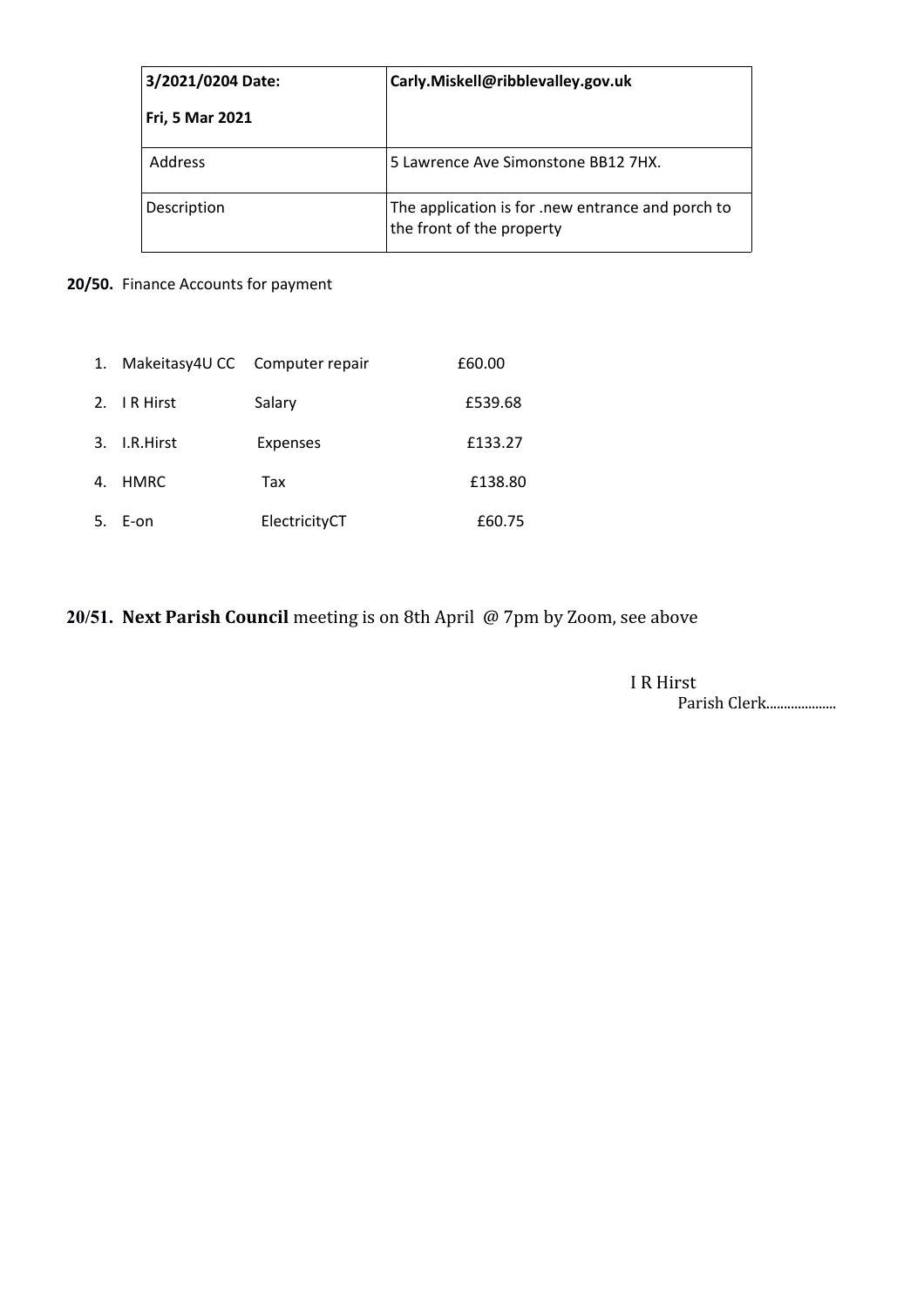| | |
|---|---|
| **3/2021/0204 Date:**<br><br>**Fri, 5 Mar 2021** | **Carly.Miskell@ribblevalley.gov.uk** |
| Address | 5 Lawrence Ave Simonstone BB12 7HX. |
| Description | The application is for .new entrance and porch to the front of the property |

**20/50.** Finance Accounts for payment

1. Makeitasy4U CC Computer repair £60.00
2. I R Hirst Salary £539.68
3. I.R.Hirst Expenses £133.27
4. HMRC Tax £138.80
5. E-on ElectricityCT £60.75

**20/51. Next Parish Council** meeting is on 8th April @ 7pm by Zoom, see above

I R Hirst
Parish Clerk....................